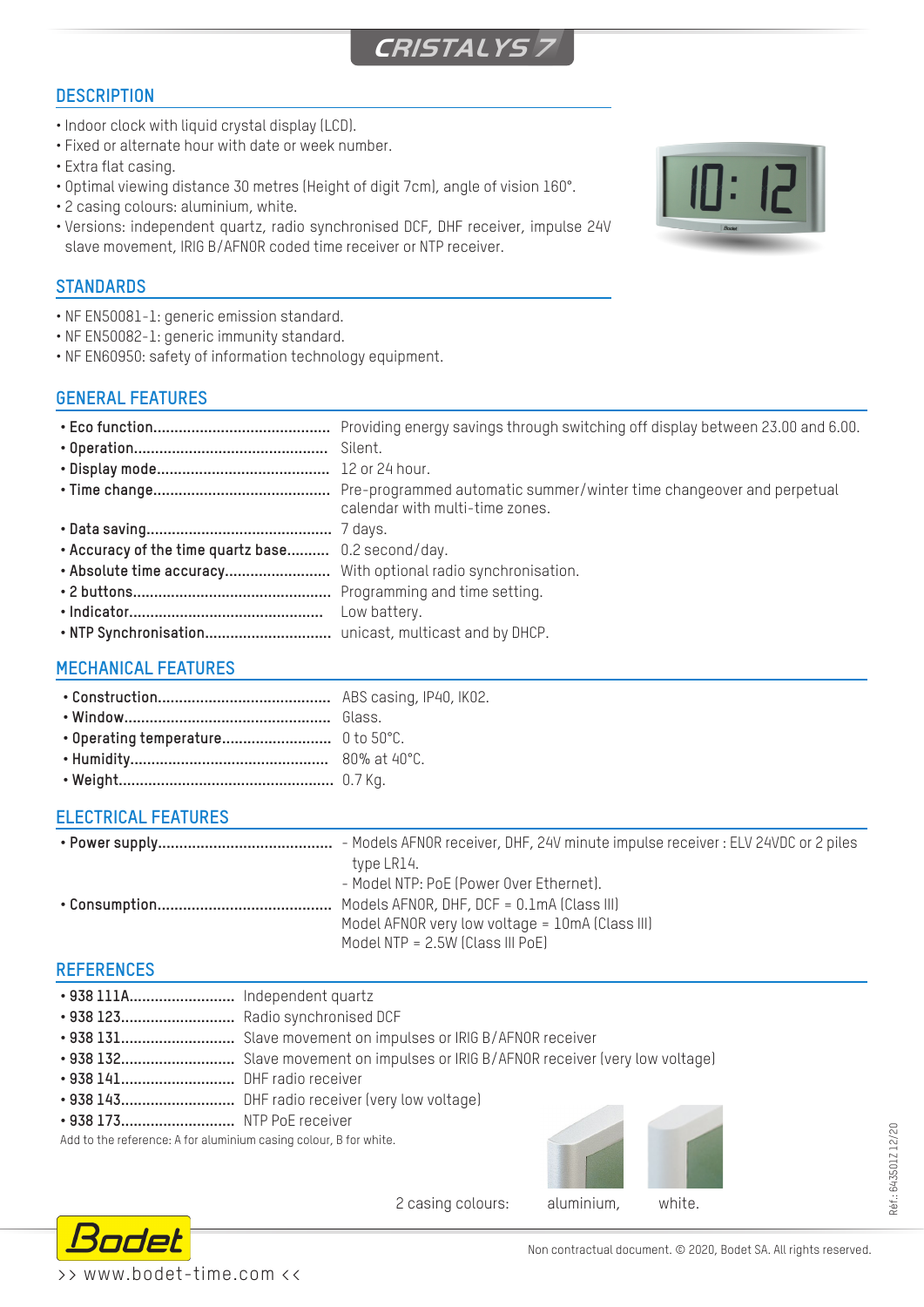# CRISTALYS 7

## DESCRIPTION

- Indoor clock with liquid crystal display (LCD).
- Fixed or alternate hour with date or week number.
- Extra flat casing.
- Optimal viewing distance 30 metres (Height of digit 7cm), angle of vision 160°.
- 2 casing colours: aluminium, white.
- Versions: independent quartz, radio synchronised DCF, DHF receiver, impulse 24V slave movement, IRIG B/AFNOR coded time receiver or NTP receiver.

## STANDARDS

- NF EN50081-1: generic emission standard.
- NF EN50082-1: generic immunity standard.
- NF EN60950: safety of information technology equipment.

## GENERAL FEATURES

- **Eco function**.......................................... Providing energy savings through switching off display between 23.00 and 6.00.
- **Operation**.............................................. Silent.
- **Display mode**.......................................... 12 or 24 hour.
- **Time change**........................................... Pre-programmed automatic summer/winter time changeover and perpetual calendar with multi-time zones.
- **Data saving**............................................ 7 days.
- **Accuracy of the time quartz base**.......... 0.2 second/day.
- **Absolute time accuracy**......................... With optional radio synchronisation.
- **2 buttons**............................................... Programming and time setting.
- **Indicator**.............................................. Low battery.
- **NTP Synchronisation**............................. unicast, multicast and by DHCP.

## MECHANICAL FEATURES

- **Construction**......................................... ABS casing, IP40, IK02.
- **Window**................................................. Glass.
- **Operating temperature**.......................... 0 to 50°C.
- **Humidity**............................................... 80% at 40°C.
- **Weight**.................................................. 0.7 Kg.

## ELECTRICAL FEATURES

- **Power supply**......................................... - Models AFNOR receiver, DHF, 24V minute impulse receiver : ELV 24VDC or 2 piles type LR14.
  - Model NTP: PoE (Power Over Ethernet).
- **Consumption**......................................... Models AFNOR, DHF, DCF = 0.1mA (Class III)
  Model AFNOR very low voltage = 10mA (Class III)
  Model NTP = 2.5W (Class III PoE)

## REFERENCES

- **938 111A**......................... Independent quartz
- **938 123**........................... Radio synchronised DCF
- **938 131**........................... Slave movement on impulses or IRIG B/AFNOR receiver
- **938 132**........................... Slave movement on impulses or IRIG B/AFNOR receiver (very low voltage)
- **938 141**........................... DHF radio receiver
- **938 143**........................... DHF radio receiver (very low voltage)
- **938 173**........................... NTP PoE receiver

Add to the reference: A for aluminium casing colour, B for white.

2 casing colours: aluminium, white.

Réf.: 643501Z 12/20

Non contractual document. © 2020, Bodet SA. All rights reserved.

>> www.bodet-time.com <<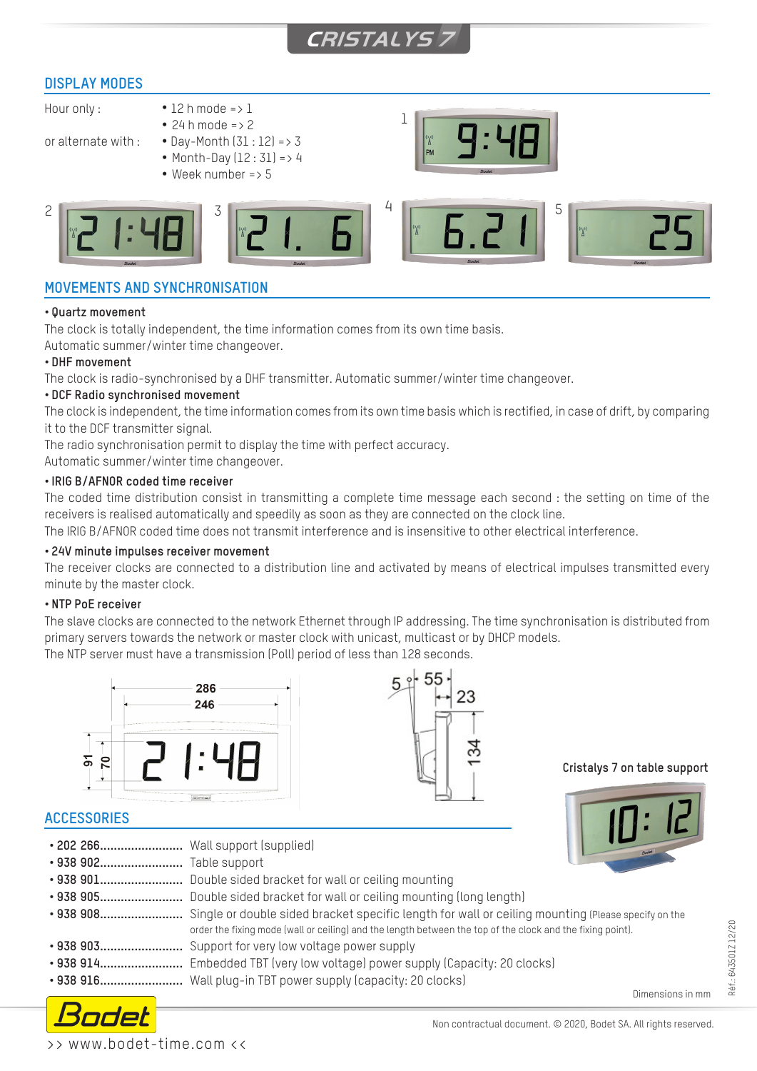# CRISTALYS 7

## DISPLAY MODES

Hour only :
- 12 h mode => 1
- 24 h mode => 2

or alternate with :
- Day-Month (31 : 12) => 3
- Month-Day (12 : 31) => 4
- Week number => 5

1 9:48 PM

2 21:48

3 21. 6

4 6.21

5 25

## MOVEMENTS AND SYNCHRONISATION

**• Quartz movement**

The clock is totally independent, the time information comes from its own time basis.
Automatic summer/winter time changeover.

**• DHF movement**

The clock is radio-synchronised by a DHF transmitter. Automatic summer/winter time changeover.

**• DCF Radio synchronised movement**

The clock is independent, the time information comes from its own time basis which is rectified, in case of drift, by comparing it to the DCF transmitter signal.
The radio synchronisation permit to display the time with perfect accuracy.
Automatic summer/winter time changeover.

**• IRIG B/AFNOR coded time receiver**

The coded time distribution consist in transmitting a complete time message each second : the setting on time of the receivers is realised automatically and speedily as soon as they are connected on the clock line.
The IRIG B/AFNOR coded time does not transmit interference and is insensitive to other electrical interference.

**• 24V minute impulses receiver movement**

The receiver clocks are connected to a distribution line and activated by means of electrical impulses transmitted every minute by the master clock.

**• NTP PoE receiver**

The slave clocks are connected to the network Ethernet through IP addressing. The time synchronisation is distributed from primary servers towards the network or master clock with unicast, multicast or by DHCP models.
The NTP server must have a transmission (Poll) period of less than 128 seconds.

286
246
91
70
21:48

5
55
23
134

Cristalys 7 on table support

## ACCESSORIES

- **202 266**........................ Wall support (supplied)
- **938 902**........................ Table support
- **938 901**........................ Double sided bracket for wall or ceiling mounting
- **938 905**........................ Double sided bracket for wall or ceiling mounting (long length)
- **938 908**........................ Single or double sided bracket specific length for wall or ceiling mounting (Please specify on the order the fixing mode (wall or ceiling) and the length between the top of the clock and the fixing point).
- **938 903**........................ Support for very low voltage power supply
- **938 914**........................ Embedded TBT (very low voltage) power supply (Capacity: 20 clocks)
- **938 916**........................ Wall plug-in TBT power supply (capacity: 20 clocks)

Dimensions in mm

Réf.: 643501Z 12/20

Non contractual document. © 2020, Bodet SA. All rights reserved.

Bodet

>> www.bodet-time.com <<